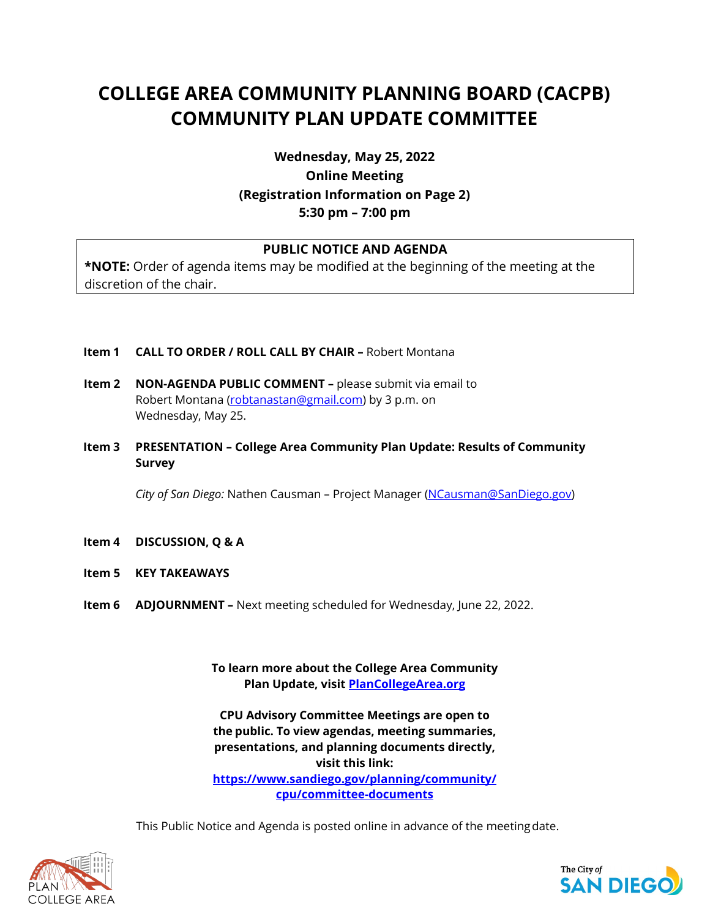# COLLEGE AREA COMMUNITY PLANNING BOARD (CACPB) COMMUNITY PLAN UPDATE COMMITTEE

**Wednesday, May 25, 2022**
**Online Meeting**
**(Registration Information on Page 2)**
**5:30 pm – 7:00 pm**

**PUBLIC NOTICE AND AGENDA**

***NOTE:** Order of agenda items may be modified at the beginning of the meeting at the discretion of the chair.

**Item 1 CALL TO ORDER / ROLL CALL BY CHAIR –** Robert Montana

**Item 2 NON-AGENDA PUBLIC COMMENT –** please submit via email to Robert Montana (robtanastan@gmail.com) by 3 p.m. on Wednesday, May 25.

**Item 3 PRESENTATION – College Area Community Plan Update: Results of Community Survey**

*City of San Diego:* Nathen Causman – Project Manager (NCausman@SanDiego.gov)

**Item 4 DISCUSSION, Q & A**

**Item 5 KEY TAKEAWAYS**

**Item 6 ADJOURNMENT –** Next meeting scheduled for Wednesday, June 22, 2022.

**To learn more about the College Area Community Plan Update, visit PlanCollegeArea.org**

**CPU Advisory Committee Meetings are open to the public. To view agendas, meeting summaries, presentations, and planning documents directly, visit this link: https://www.sandiego.gov/planning/community/cpu/committee-documents**

This Public Notice and Agenda is posted online in advance of the meeting date.

PLAN COLLEGE AREA

The City of SAN DIEGO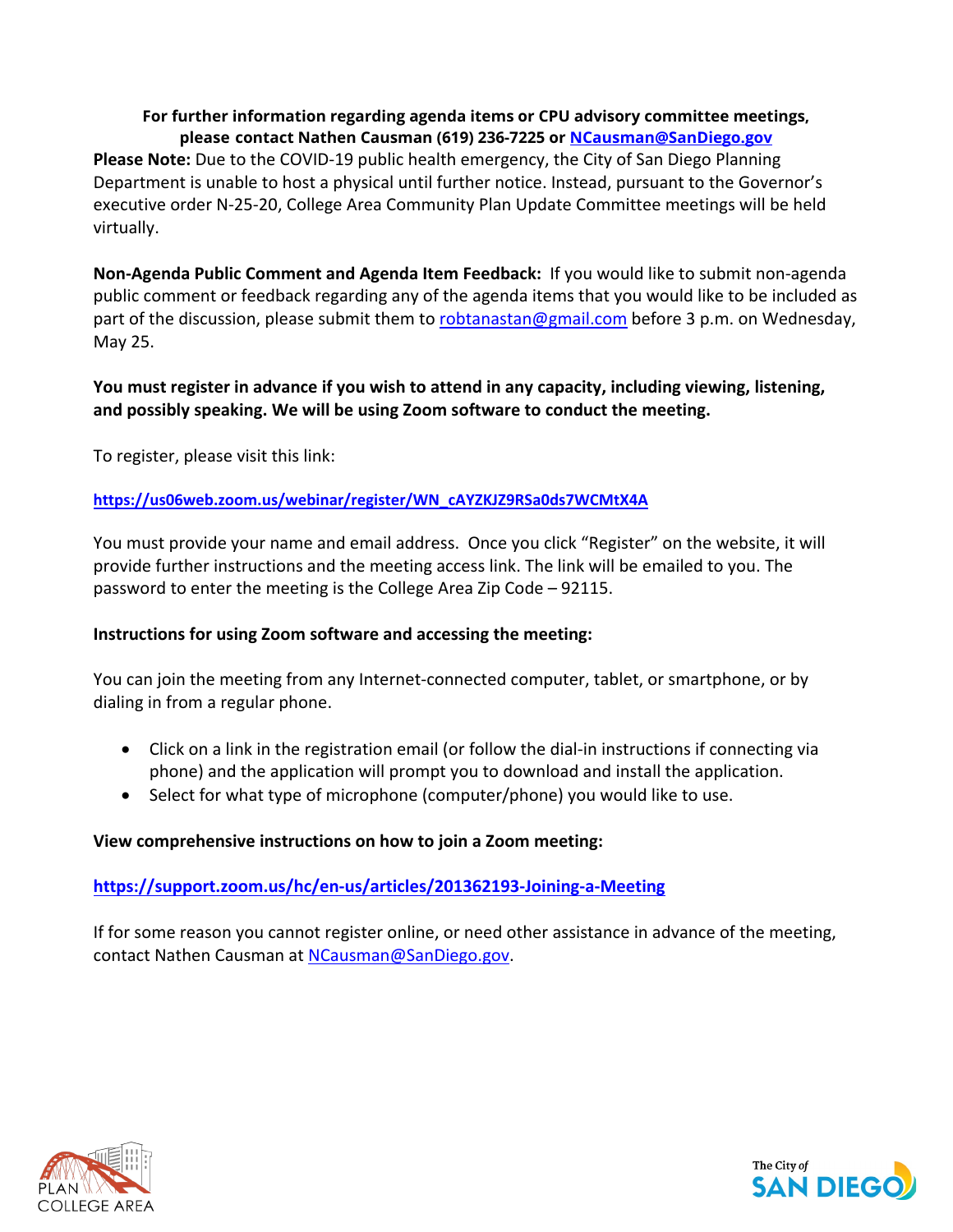**For further information regarding agenda items or CPU advisory committee meetings, please contact Nathen Causman (619) 236-7225 or [NCausman@SanDiego.gov](mailto:NCausman@SanDiego.gov)**

**Please Note:** Due to the COVID-19 public health emergency, the City of San Diego Planning Department is unable to host a physical until further notice. Instead, pursuant to the Governor's executive order N-25-20, College Area Community Plan Update Committee meetings will be held virtually.

**Non-Agenda Public Comment and Agenda Item Feedback:** If you would like to submit non-agenda public comment or feedback regarding any of the agenda items that you would like to be included as part of the discussion, please submit them to [robtanastan@gmail.com](mailto:robtanastan@gmail.com) before 3 p.m. on Wednesday, May 25.

**You must register in advance if you wish to attend in any capacity, including viewing, listening, and possibly speaking. We will be using Zoom software to conduct the meeting.**

To register, please visit this link:

**[https://us06web.zoom.us/webinar/register/WN_cAYZKJZ9RSa0ds7WCMtX4A](https://us06web.zoom.us/webinar/register/WN_cAYZKJZ9RSa0ds7WCMtX4A)**

You must provide your name and email address. Once you click "Register" on the website, it will provide further instructions and the meeting access link. The link will be emailed to you. The password to enter the meeting is the College Area Zip Code – 92115.

**Instructions for using Zoom software and accessing the meeting:**

You can join the meeting from any Internet-connected computer, tablet, or smartphone, or by dialing in from a regular phone.

- Click on a link in the registration email (or follow the dial-in instructions if connecting via phone) and the application will prompt you to download and install the application.
- Select for what type of microphone (computer/phone) you would like to use.

**View comprehensive instructions on how to join a Zoom meeting:**

**[https://support.zoom.us/hc/en-us/articles/201362193-Joining-a-Meeting](https://support.zoom.us/hc/en-us/articles/201362193-Joining-a-Meeting)**

If for some reason you cannot register online, or need other assistance in advance of the meeting, contact Nathen Causman at [NCausman@SanDiego.gov](mailto:NCausman@SanDiego.gov).

PLAN COLLEGE AREA

The City of SAN DIEGO